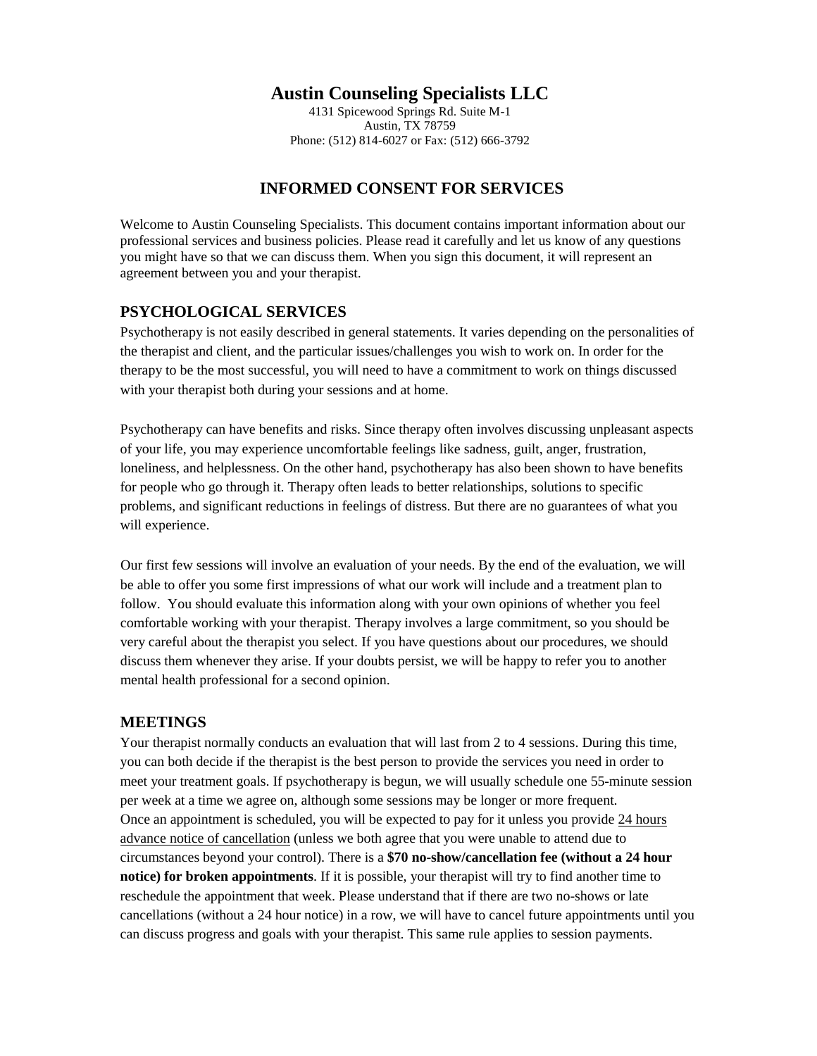# Austin Counseling Specialists LLC

4131 Spicewood Springs Rd. Suite M-1
Austin, TX 78759
Phone: (512) 814-6027 or Fax: (512) 666-3792

## INFORMED CONSENT FOR SERVICES

Welcome to Austin Counseling Specialists. This document contains important information about our professional services and business policies. Please read it carefully and let us know of any questions you might have so that we can discuss them. When you sign this document, it will represent an agreement between you and your therapist.

### PSYCHOLOGICAL SERVICES

Psychotherapy is not easily described in general statements. It varies depending on the personalities of the therapist and client, and the particular issues/challenges you wish to work on. In order for the therapy to be the most successful, you will need to have a commitment to work on things discussed with your therapist both during your sessions and at home.

Psychotherapy can have benefits and risks. Since therapy often involves discussing unpleasant aspects of your life, you may experience uncomfortable feelings like sadness, guilt, anger, frustration, loneliness, and helplessness. On the other hand, psychotherapy has also been shown to have benefits for people who go through it. Therapy often leads to better relationships, solutions to specific problems, and significant reductions in feelings of distress. But there are no guarantees of what you will experience.

Our first few sessions will involve an evaluation of your needs. By the end of the evaluation, we will be able to offer you some first impressions of what our work will include and a treatment plan to follow. You should evaluate this information along with your own opinions of whether you feel comfortable working with your therapist. Therapy involves a large commitment, so you should be very careful about the therapist you select. If you have questions about our procedures, we should discuss them whenever they arise. If your doubts persist, we will be happy to refer you to another mental health professional for a second opinion.

### MEETINGS

Your therapist normally conducts an evaluation that will last from 2 to 4 sessions. During this time, you can both decide if the therapist is the best person to provide the services you need in order to meet your treatment goals. If psychotherapy is begun, we will usually schedule one 55-minute session per week at a time we agree on, although some sessions may be longer or more frequent.
Once an appointment is scheduled, you will be expected to pay for it unless you provide 24 hours advance notice of cancellation (unless we both agree that you were unable to attend due to circumstances beyond your control). There is a **$70 no-show/cancellation fee (without a 24 hour notice) for broken appointments**. If it is possible, your therapist will try to find another time to reschedule the appointment that week. Please understand that if there are two no-shows or late cancellations (without a 24 hour notice) in a row, we will have to cancel future appointments until you can discuss progress and goals with your therapist. This same rule applies to session payments.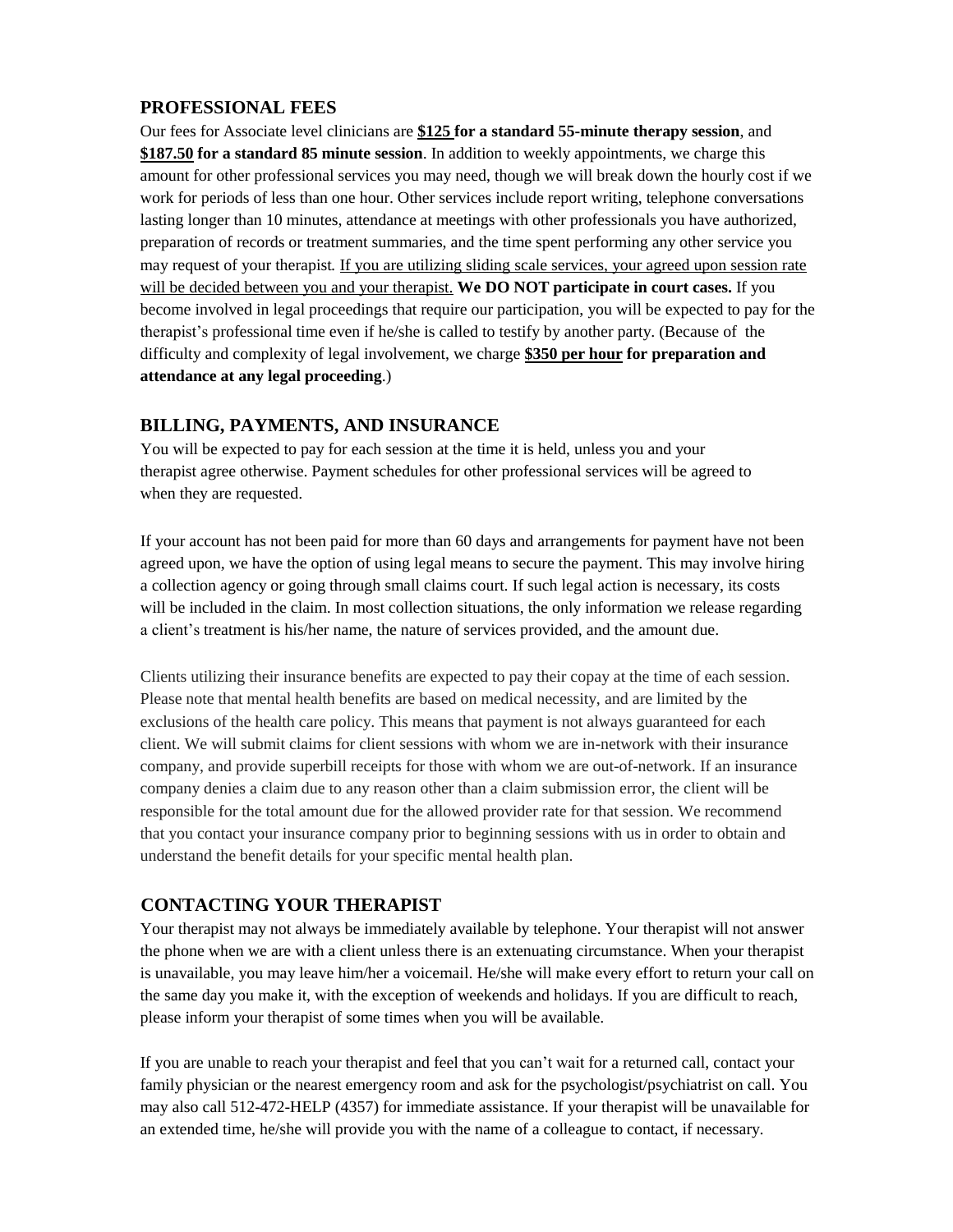## PROFESSIONAL FEES

Our fees for Associate level clinicians are **$125 for a standard 55-minute therapy session**, and **$187.50 for a standard 85 minute session**. In addition to weekly appointments, we charge this amount for other professional services you may need, though we will break down the hourly cost if we work for periods of less than one hour. Other services include report writing, telephone conversations lasting longer than 10 minutes, attendance at meetings with other professionals you have authorized, preparation of records or treatment summaries, and the time spent performing any other service you may request of your therapist. If you are utilizing sliding scale services, your agreed upon session rate will be decided between you and your therapist. **We DO NOT participate in court cases.** If you become involved in legal proceedings that require our participation, you will be expected to pay for the therapist's professional time even if he/she is called to testify by another party. (Because of the difficulty and complexity of legal involvement, we charge **$350 per hour for preparation and attendance at any legal proceeding**.)

## BILLING, PAYMENTS, AND INSURANCE

You will be expected to pay for each session at the time it is held, unless you and your therapist agree otherwise. Payment schedules for other professional services will be agreed to when they are requested.

If your account has not been paid for more than 60 days and arrangements for payment have not been agreed upon, we have the option of using legal means to secure the payment. This may involve hiring a collection agency or going through small claims court. If such legal action is necessary, its costs will be included in the claim. In most collection situations, the only information we release regarding a client's treatment is his/her name, the nature of services provided, and the amount due.

Clients utilizing their insurance benefits are expected to pay their copay at the time of each session. Please note that mental health benefits are based on medical necessity, and are limited by the exclusions of the health care policy. This means that payment is not always guaranteed for each client. We will submit claims for client sessions with whom we are in-network with their insurance company, and provide superbill receipts for those with whom we are out-of-network. If an insurance company denies a claim due to any reason other than a claim submission error, the client will be responsible for the total amount due for the allowed provider rate for that session. We recommend that you contact your insurance company prior to beginning sessions with us in order to obtain and understand the benefit details for your specific mental health plan.

## CONTACTING YOUR THERAPIST

Your therapist may not always be immediately available by telephone. Your therapist will not answer the phone when we are with a client unless there is an extenuating circumstance. When your therapist is unavailable, you may leave him/her a voicemail. He/she will make every effort to return your call on the same day you make it, with the exception of weekends and holidays. If you are difficult to reach, please inform your therapist of some times when you will be available.

If you are unable to reach your therapist and feel that you can't wait for a returned call, contact your family physician or the nearest emergency room and ask for the psychologist/psychiatrist on call. You may also call 512-472-HELP (4357) for immediate assistance. If your therapist will be unavailable for an extended time, he/she will provide you with the name of a colleague to contact, if necessary.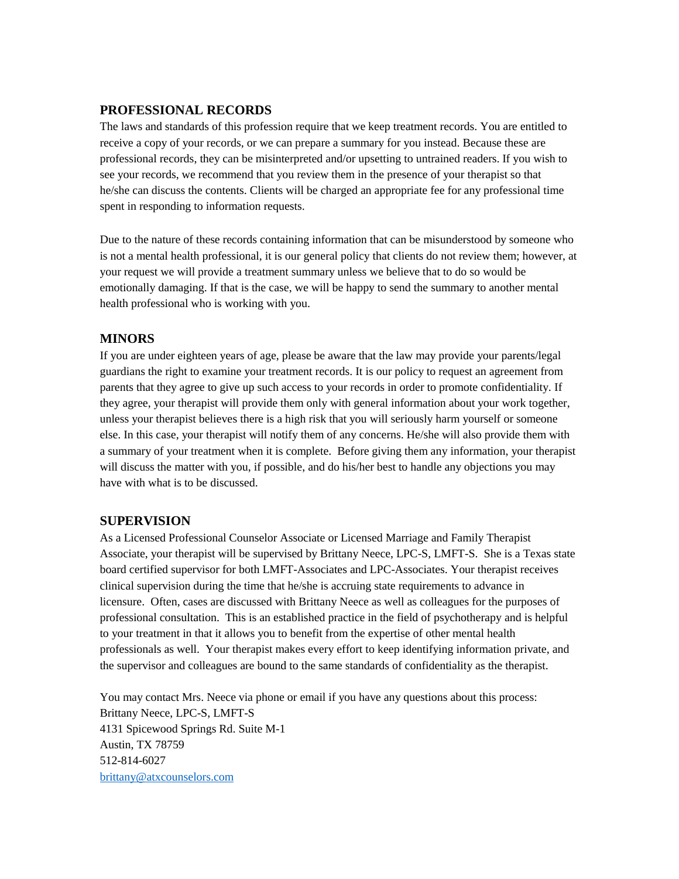## PROFESSIONAL RECORDS

The laws and standards of this profession require that we keep treatment records. You are entitled to receive a copy of your records, or we can prepare a summary for you instead. Because these are professional records, they can be misinterpreted and/or upsetting to untrained readers. If you wish to see your records, we recommend that you review them in the presence of your therapist so that he/she can discuss the contents. Clients will be charged an appropriate fee for any professional time spent in responding to information requests.

Due to the nature of these records containing information that can be misunderstood by someone who is not a mental health professional, it is our general policy that clients do not review them; however, at your request we will provide a treatment summary unless we believe that to do so would be emotionally damaging. If that is the case, we will be happy to send the summary to another mental health professional who is working with you.

## MINORS

If you are under eighteen years of age, please be aware that the law may provide your parents/legal guardians the right to examine your treatment records. It is our policy to request an agreement from parents that they agree to give up such access to your records in order to promote confidentiality. If they agree, your therapist will provide them only with general information about your work together, unless your therapist believes there is a high risk that you will seriously harm yourself or someone else. In this case, your therapist will notify them of any concerns. He/she will also provide them with a summary of your treatment when it is complete. Before giving them any information, your therapist will discuss the matter with you, if possible, and do his/her best to handle any objections you may have with what is to be discussed.

## SUPERVISION

As a Licensed Professional Counselor Associate or Licensed Marriage and Family Therapist Associate, your therapist will be supervised by Brittany Neece, LPC-S, LMFT-S. She is a Texas state board certified supervisor for both LMFT-Associates and LPC-Associates. Your therapist receives clinical supervision during the time that he/she is accruing state requirements to advance in licensure. Often, cases are discussed with Brittany Neece as well as colleagues for the purposes of professional consultation. This is an established practice in the field of psychotherapy and is helpful to your treatment in that it allows you to benefit from the expertise of other mental health professionals as well. Your therapist makes every effort to keep identifying information private, and the supervisor and colleagues are bound to the same standards of confidentiality as the therapist.

You may contact Mrs. Neece via phone or email if you have any questions about this process:
Brittany Neece, LPC-S, LMFT-S
4131 Spicewood Springs Rd. Suite M-1
Austin, TX 78759
512-814-6027
brittany@atxcounselors.com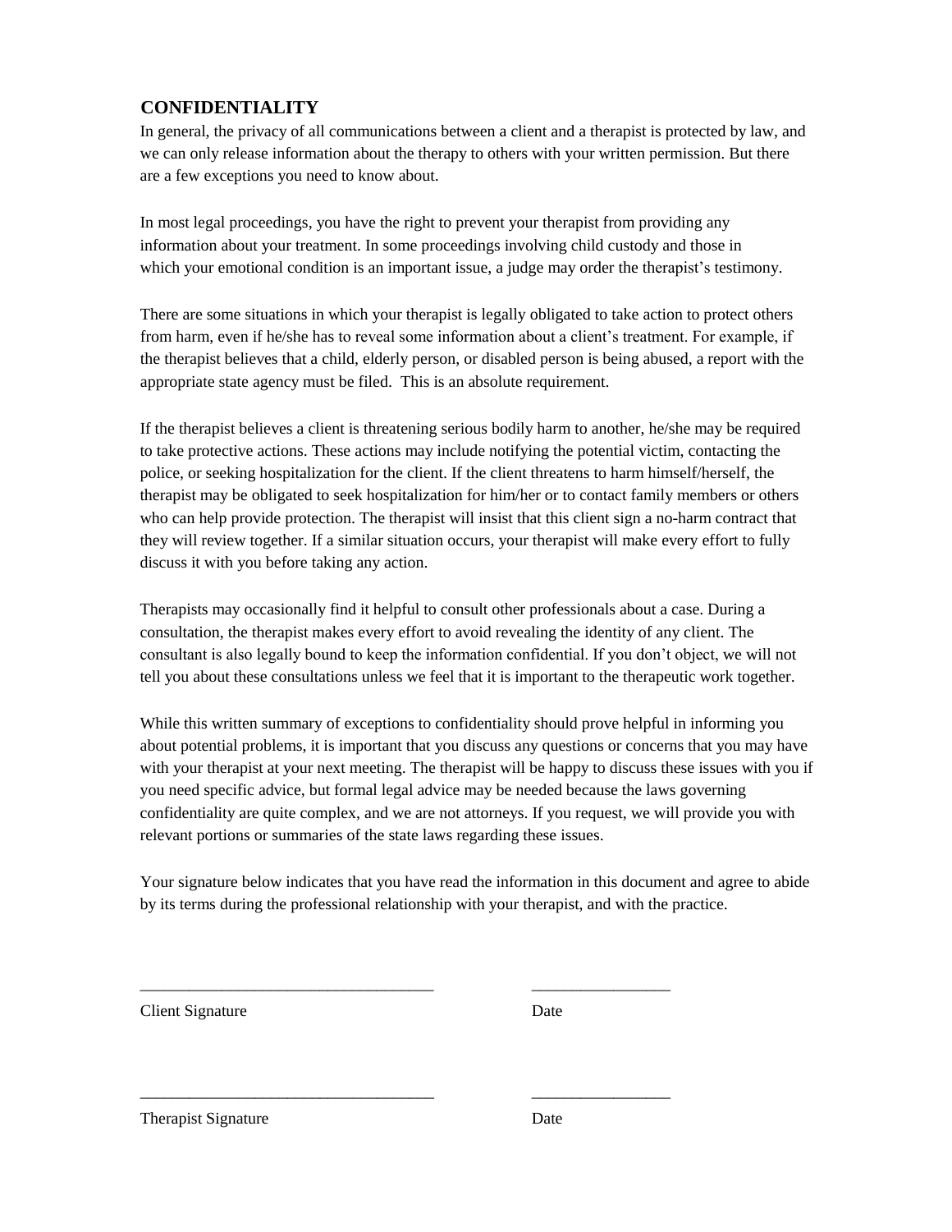## CONFIDENTIALITY

In general, the privacy of all communications between a client and a therapist is protected by law, and we can only release information about the therapy to others with your written permission. But there are a few exceptions you need to know about.

In most legal proceedings, you have the right to prevent your therapist from providing any information about your treatment. In some proceedings involving child custody and those in which your emotional condition is an important issue, a judge may order the therapist's testimony.

There are some situations in which your therapist is legally obligated to take action to protect others from harm, even if he/she has to reveal some information about a client's treatment. For example, if the therapist believes that a child, elderly person, or disabled person is being abused, a report with the appropriate state agency must be filed. This is an absolute requirement.

If the therapist believes a client is threatening serious bodily harm to another, he/she may be required to take protective actions. These actions may include notifying the potential victim, contacting the police, or seeking hospitalization for the client. If the client threatens to harm himself/herself, the therapist may be obligated to seek hospitalization for him/her or to contact family members or others who can help provide protection. The therapist will insist that this client sign a no-harm contract that they will review together. If a similar situation occurs, your therapist will make every effort to fully discuss it with you before taking any action.

Therapists may occasionally find it helpful to consult other professionals about a case. During a consultation, the therapist makes every effort to avoid revealing the identity of any client. The consultant is also legally bound to keep the information confidential. If you don't object, we will not tell you about these consultations unless we feel that it is important to the therapeutic work together.

While this written summary of exceptions to confidentiality should prove helpful in informing you about potential problems, it is important that you discuss any questions or concerns that you may have with your therapist at your next meeting. The therapist will be happy to discuss these issues with you if you need specific advice, but formal legal advice may be needed because the laws governing confidentiality are quite complex, and we are not attorneys. If you request, we will provide you with relevant portions or summaries of the state laws regarding these issues.

Your signature below indicates that you have read the information in this document and agree to abide by its terms during the professional relationship with your therapist, and with the practice.

\_\_\_\_\_\_\_\_\_\_\_\_\_\_\_\_\_\_\_\_\_\_\_\_\_\_\_\_\_\_\_\_\_\_\_\_ \_\_\_\_\_\_\_\_\_\_\_\_\_\_\_\_\_

Client Signature Date

\_\_\_\_\_\_\_\_\_\_\_\_\_\_\_\_\_\_\_\_\_\_\_\_\_\_\_\_\_\_\_\_\_\_\_\_ \_\_\_\_\_\_\_\_\_\_\_\_\_\_\_\_\_

Therapist Signature Date